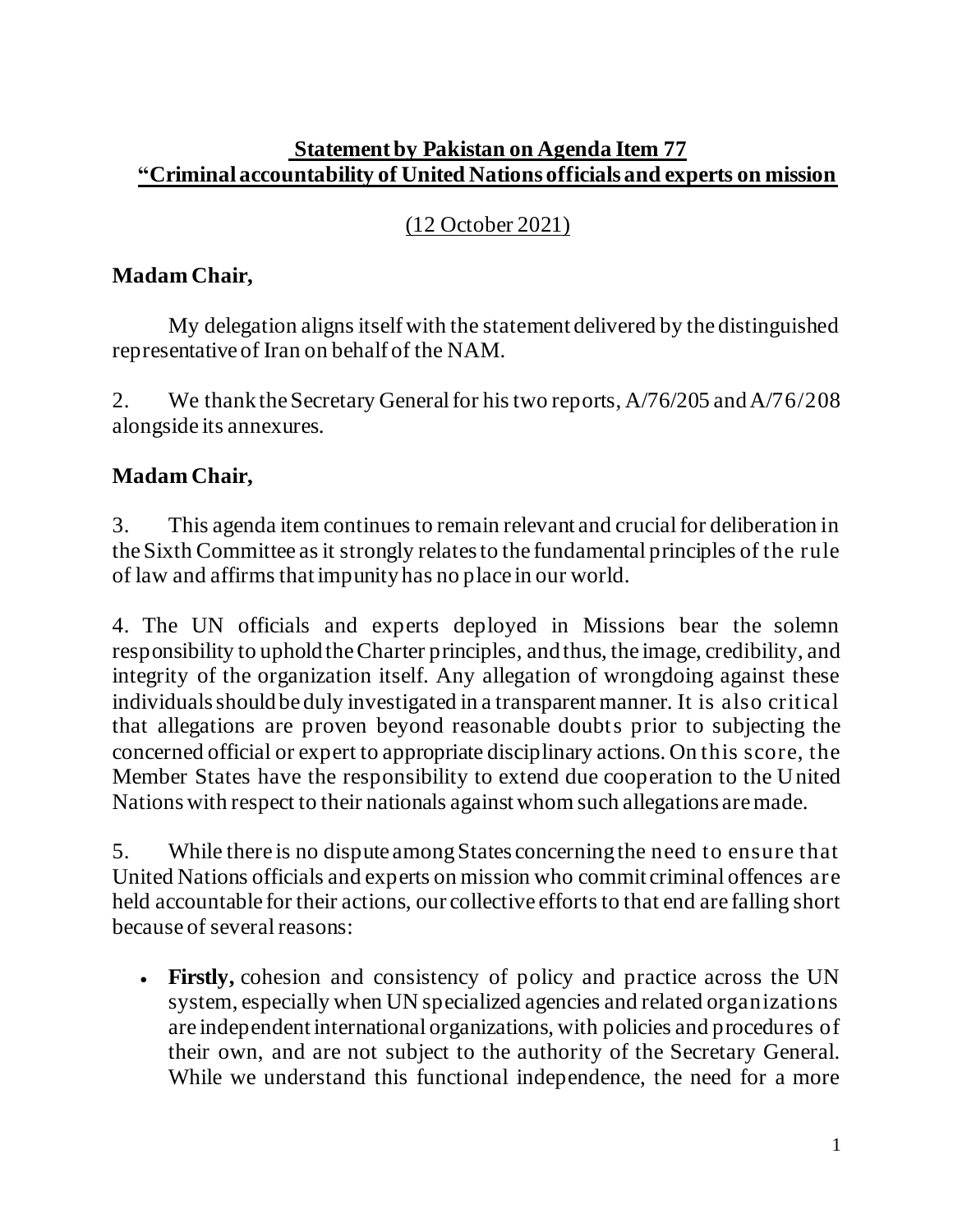## Statement by Pakistan on Agenda Item 77
## "Criminal accountability of United Nations officials and experts on mission

(12 October 2021)

**Madam Chair,**

My delegation aligns itself with the statement delivered by the distinguished representative of Iran on behalf of the NAM.

2. We thank the Secretary General for his two reports, A/76/205 and A/76/208 alongside its annexures.

**Madam Chair,**

3. This agenda item continues to remain relevant and crucial for deliberation in the Sixth Committee as it strongly relates to the fundamental principles of the rule of law and affirms that impunity has no place in our world.

4. The UN officials and experts deployed in Missions bear the solemn responsibility to uphold the Charter principles, and thus, the image, credibility, and integrity of the organization itself. Any allegation of wrongdoing against these individuals should be duly investigated in a transparent manner. It is also critical that allegations are proven beyond reasonable doubts prior to subjecting the concerned official or expert to appropriate disciplinary actions. On this score, the Member States have the responsibility to extend due cooperation to the United Nations with respect to their nationals against whom such allegations are made.

5. While there is no dispute among States concerning the need to ensure that United Nations officials and experts on mission who commit criminal offences are held accountable for their actions, our collective efforts to that end are falling short because of several reasons:

- **Firstly,** cohesion and consistency of policy and practice across the UN system, especially when UN specialized agencies and related organizations are independent international organizations, with policies and procedures of their own, and are not subject to the authority of the Secretary General. While we understand this functional independence, the need for a more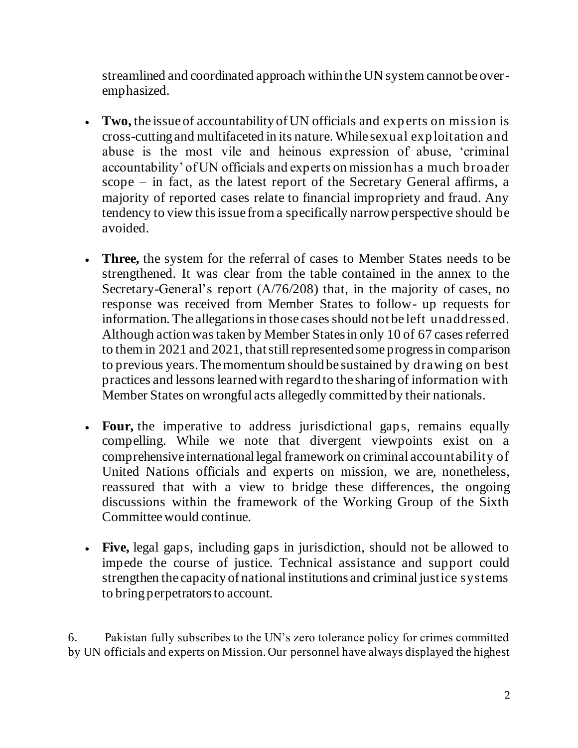streamlined and coordinated approach within the UN system cannot be over-emphasized.

- **Two,** the issue of accountability of UN officials and experts on mission is cross-cutting and multifaceted in its nature. While sexual exploitation and abuse is the most vile and heinous expression of abuse, 'criminal accountability' of UN officials and experts on mission has a much broader scope – in fact, as the latest report of the Secretary General affirms, a majority of reported cases relate to financial impropriety and fraud. Any tendency to view this issue from a specifically narrow perspective should be avoided.

- **Three,** the system for the referral of cases to Member States needs to be strengthened. It was clear from the table contained in the annex to the Secretary-General's report (A/76/208) that, in the majority of cases, no response was received from Member States to follow- up requests for information. The allegations in those cases should not be left unaddressed. Although action was taken by Member States in only 10 of 67 cases referred to them in 2021 and 2021, that still represented some progress in comparison to previous years. The momentum should be sustained by drawing on best practices and lessons learned with regard to the sharing of information with Member States on wrongful acts allegedly committed by their nationals.

- **Four,** the imperative to address jurisdictional gaps, remains equally compelling. While we note that divergent viewpoints exist on a comprehensive international legal framework on criminal accountability of United Nations officials and experts on mission, we are, nonetheless, reassured that with a view to bridge these differences, the ongoing discussions within the framework of the Working Group of the Sixth Committee would continue.

- **Five,** legal gaps, including gaps in jurisdiction, should not be allowed to impede the course of justice. Technical assistance and support could strengthen the capacity of national institutions and criminal justice systems to bring perpetrators to account.

6. Pakistan fully subscribes to the UN's zero tolerance policy for crimes committed by UN officials and experts on Mission. Our personnel have always displayed the highest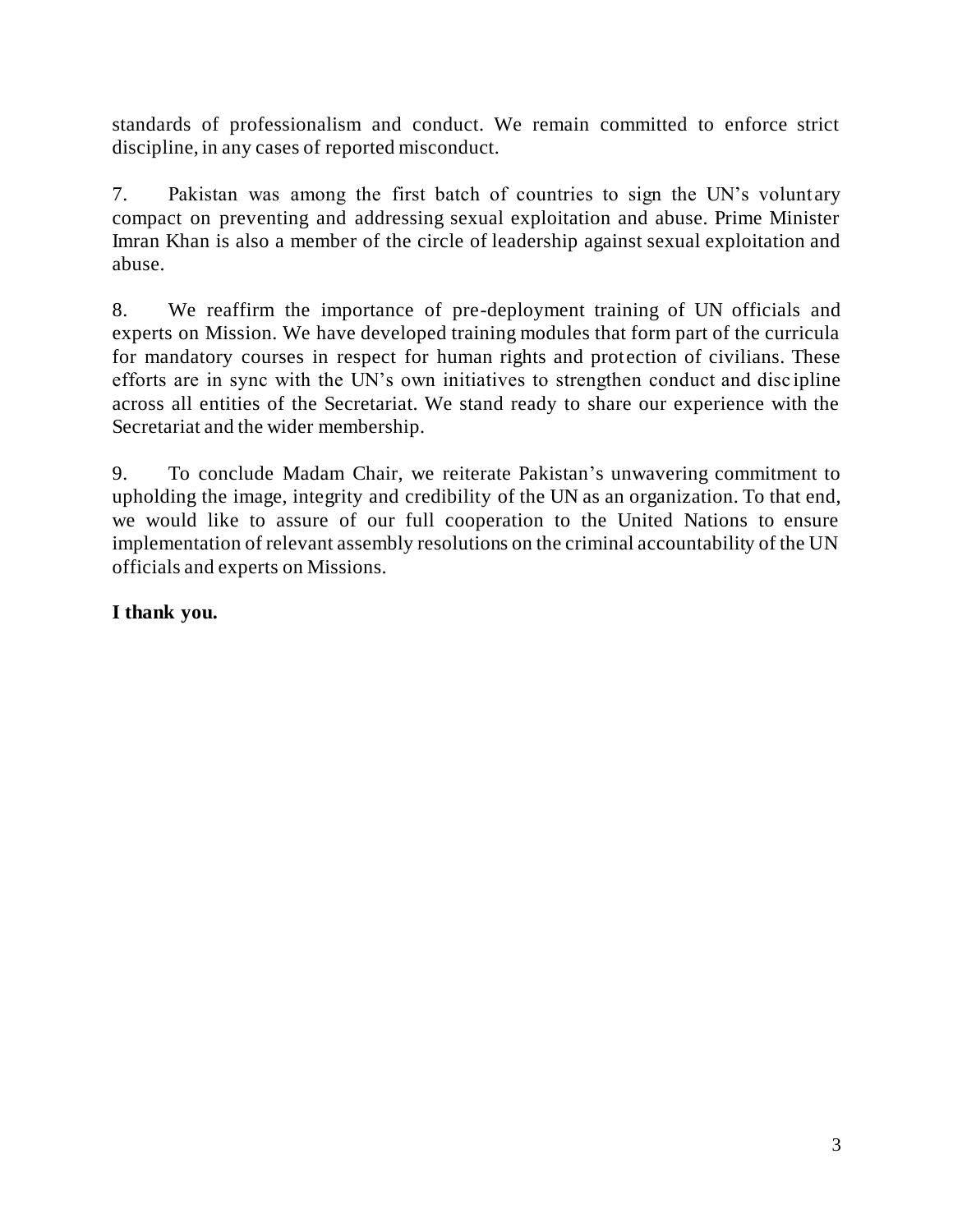standards of professionalism and conduct. We remain committed to enforce strict discipline, in any cases of reported misconduct.

7. Pakistan was among the first batch of countries to sign the UN's voluntary compact on preventing and addressing sexual exploitation and abuse. Prime Minister Imran Khan is also a member of the circle of leadership against sexual exploitation and abuse.

8. We reaffirm the importance of pre-deployment training of UN officials and experts on Mission. We have developed training modules that form part of the curricula for mandatory courses in respect for human rights and protection of civilians. These efforts are in sync with the UN's own initiatives to strengthen conduct and discipline across all entities of the Secretariat. We stand ready to share our experience with the Secretariat and the wider membership.

9. To conclude Madam Chair, we reiterate Pakistan's unwavering commitment to upholding the image, integrity and credibility of the UN as an organization. To that end, we would like to assure of our full cooperation to the United Nations to ensure implementation of relevant assembly resolutions on the criminal accountability of the UN officials and experts on Missions.

**I thank you.**